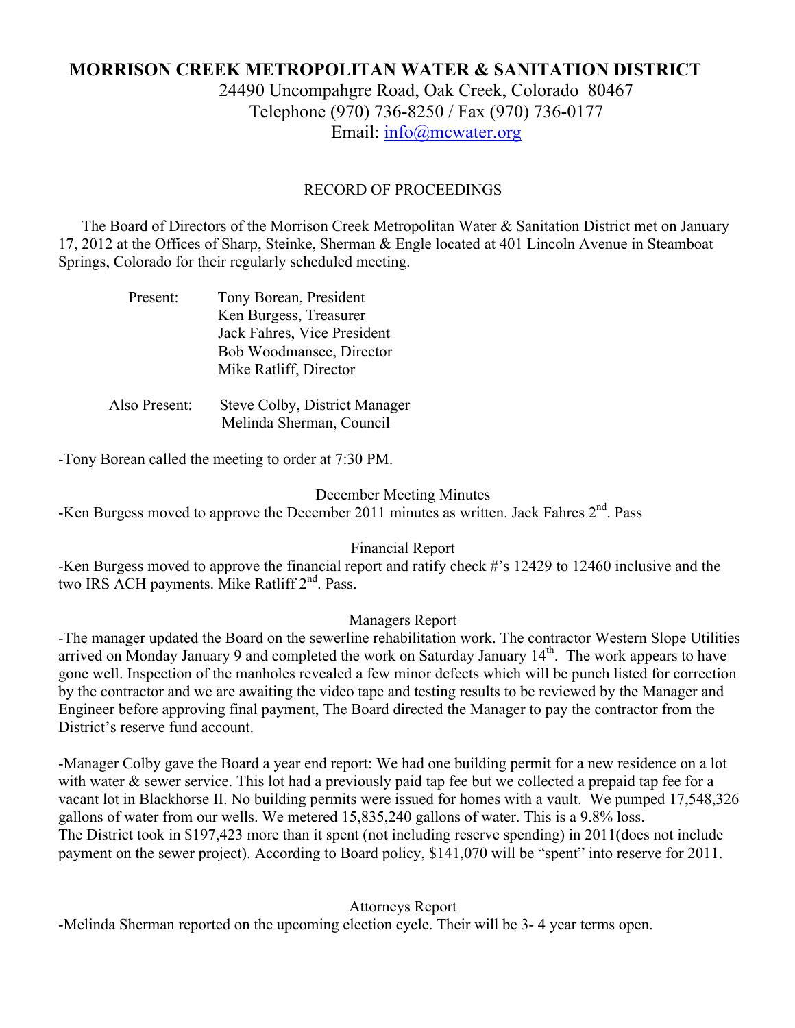# MORRISON CREEK METROPOLITAN WATER & SANITATION DISTRICT

24490 Uncompahgre Road, Oak Creek, Colorado 80467
Telephone (970) 736-8250 / Fax (970) 736-0177
Email: info@mcwater.org

## RECORD OF PROCEEDINGS

The Board of Directors of the Morrison Creek Metropolitan Water & Sanitation District met on January 17, 2012 at the Offices of Sharp, Steinke, Sherman & Engle located at 401 Lincoln Avenue in Steamboat Springs, Colorado for their regularly scheduled meeting.

Present:
- Tony Borean, President
- Ken Burgess, Treasurer
- Jack Fahres, Vice President
- Bob Woodmansee, Director
- Mike Ratliff, Director

Also Present:
- Steve Colby, District Manager
- Melinda Sherman, Council

-Tony Borean called the meeting to order at 7:30 PM.

### December Meeting Minutes

-Ken Burgess moved to approve the December 2011 minutes as written. Jack Fahres 2nd. Pass

### Financial Report

-Ken Burgess moved to approve the financial report and ratify check #'s 12429 to 12460 inclusive and the two IRS ACH payments. Mike Ratliff 2nd. Pass.

### Managers Report

-The manager updated the Board on the sewerline rehabilitation work. The contractor Western Slope Utilities arrived on Monday January 9 and completed the work on Saturday January 14th. The work appears to have gone well. Inspection of the manholes revealed a few minor defects which will be punch listed for correction by the contractor and we are awaiting the video tape and testing results to be reviewed by the Manager and Engineer before approving final payment, The Board directed the Manager to pay the contractor from the District's reserve fund account.

-Manager Colby gave the Board a year end report: We had one building permit for a new residence on a lot with water & sewer service. This lot had a previously paid tap fee but we collected a prepaid tap fee for a vacant lot in Blackhorse II. No building permits were issued for homes with a vault. We pumped 17,548,326 gallons of water from our wells. We metered 15,835,240 gallons of water. This is a 9.8% loss. The District took in $197,423 more than it spent (not including reserve spending) in 2011(does not include payment on the sewer project). According to Board policy, $141,070 will be "spent" into reserve for 2011.

### Attorneys Report

-Melinda Sherman reported on the upcoming election cycle. Their will be 3- 4 year terms open.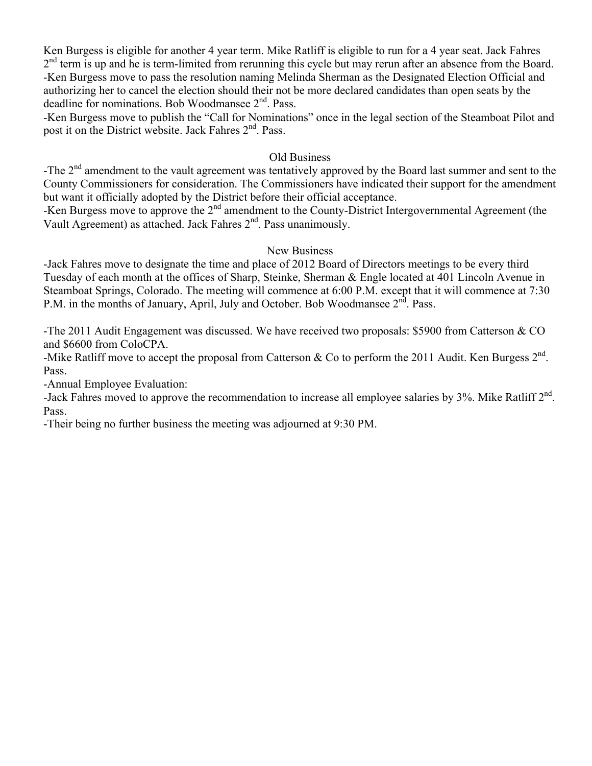Ken Burgess is eligible for another 4 year term. Mike Ratliff is eligible to run for a 4 year seat. Jack Fahres 2nd term is up and he is term-limited from rerunning this cycle but may rerun after an absence from the Board.

-Ken Burgess move to pass the resolution naming Melinda Sherman as the Designated Election Official and authorizing her to cancel the election should their not be more declared candidates than open seats by the deadline for nominations. Bob Woodmansee 2nd. Pass.

-Ken Burgess move to publish the "Call for Nominations" once in the legal section of the Steamboat Pilot and post it on the District website. Jack Fahres 2nd. Pass.

## Old Business

-The 2nd amendment to the vault agreement was tentatively approved by the Board last summer and sent to the County Commissioners for consideration. The Commissioners have indicated their support for the amendment but want it officially adopted by the District before their official acceptance.

-Ken Burgess move to approve the 2nd amendment to the County-District Intergovernmental Agreement (the Vault Agreement) as attached. Jack Fahres 2nd. Pass unanimously.

## New Business

-Jack Fahres move to designate the time and place of 2012 Board of Directors meetings to be every third Tuesday of each month at the offices of Sharp, Steinke, Sherman & Engle located at 401 Lincoln Avenue in Steamboat Springs, Colorado. The meeting will commence at 6:00 P.M. except that it will commence at 7:30 P.M. in the months of January, April, July and October. Bob Woodmansee 2nd. Pass.

-The 2011 Audit Engagement was discussed. We have received two proposals: $5900 from Catterson & CO and $6600 from ColoCPA.

-Mike Ratliff move to accept the proposal from Catterson & Co to perform the 2011 Audit. Ken Burgess 2nd. Pass.

-Annual Employee Evaluation:

-Jack Fahres moved to approve the recommendation to increase all employee salaries by 3%. Mike Ratliff 2nd. Pass.

-Their being no further business the meeting was adjourned at 9:30 PM.